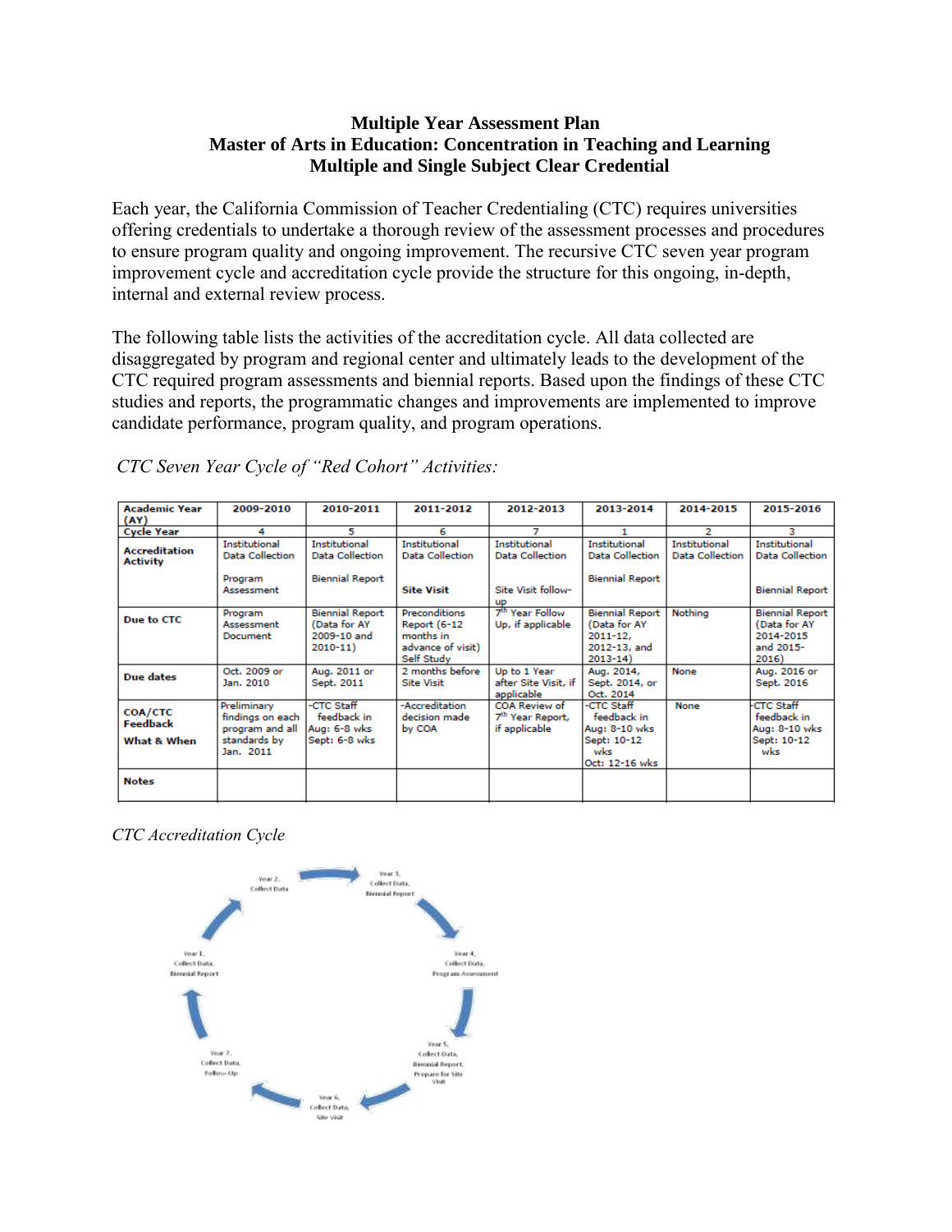**Multiple Year Assessment Plan**
**Master of Arts in Education: Concentration in Teaching and Learning**
**Multiple and Single Subject Clear Credential**

Each year, the California Commission of Teacher Credentialing (CTC) requires universities offering credentials to undertake a thorough review of the assessment processes and procedures to ensure program quality and ongoing improvement. The recursive CTC seven year program improvement cycle and accreditation cycle provide the structure for this ongoing, in-depth, internal and external review process.

The following table lists the activities of the accreditation cycle. All data collected are disaggregated by program and regional center and ultimately leads to the development of the CTC required program assessments and biennial reports. Based upon the findings of these CTC studies and reports, the programmatic changes and improvements are implemented to improve candidate performance, program quality, and program operations.

*CTC Seven Year Cycle of "Red Cohort" Activities:*

| Academic Year (AY) | 2009-2010 | 2010-2011 | 2011-2012 | 2012-2013 | 2013-2014 | 2014-2015 | 2015-2016 |
|---|---|---|---|---|---|---|---|
| Cycle Year | 4 | 5 | 6 | 7 | 1 | 2 | 3 |
| Accreditation Activity | Institutional Data Collection<br><br>Program Assessment | Institutional Data Collection<br><br>Biennial Report | Institutional Data Collection<br><br>**Site Visit** | Institutional Data Collection<br><br>Site Visit follow-up | Institutional Data Collection<br><br>Biennial Report | Institutional Data Collection | Institutional Data Collection<br><br>Biennial Report |
| Due to CTC | Program Assessment Document | Biennial Report (Data for AY 2009-10 and 2010-11) | Preconditions Report (6-12 months in advance of visit) Self Study | 7th Year Follow Up, if applicable | Biennial Report (Data for AY 2011-12, 2012-13, and 2013-14) | Nothing | Biennial Report (Data for AY 2014-2015 and 2015-2016) |
| Due dates | Oct. 2009 or Jan. 2010 | Aug. 2011 or Sept. 2011 | 2 months before Site Visit | Up to 1 Year after Site Visit, if applicable | Aug. 2014, Sept. 2014, or Oct. 2014 | None | Aug. 2016 or Sept. 2016 |
| COA/CTC Feedback<br><br>What & When | Preliminary findings on each program and all standards by Jan. 2011 | -CTC Staff feedback in Aug: 6-8 wks Sept: 6-8 wks | -Accreditation decision made by COA | COA Review of 7th Year Report, if applicable | -CTC Staff feedback in Aug: 8-10 wks Sept: 10-12 wks Oct: 12-16 wks | None | -CTC Staff feedback in Aug: 8-10 wks Sept: 10-12 wks |
| Notes | | | | | | | |

*CTC Accreditation Cycle*

Year 1, Collect Data, Biennial Report → Year 2, Collect Data → Year 3, Collect Data, Biennial Report → Year 4, Collect Data, Program Assessment → Year 5, Collect Data, Biennial Report, Prepare for Site Visit → Year 6, Collect Data, Site Visit → Year 7, Collect Data, Follow-Up → Year 1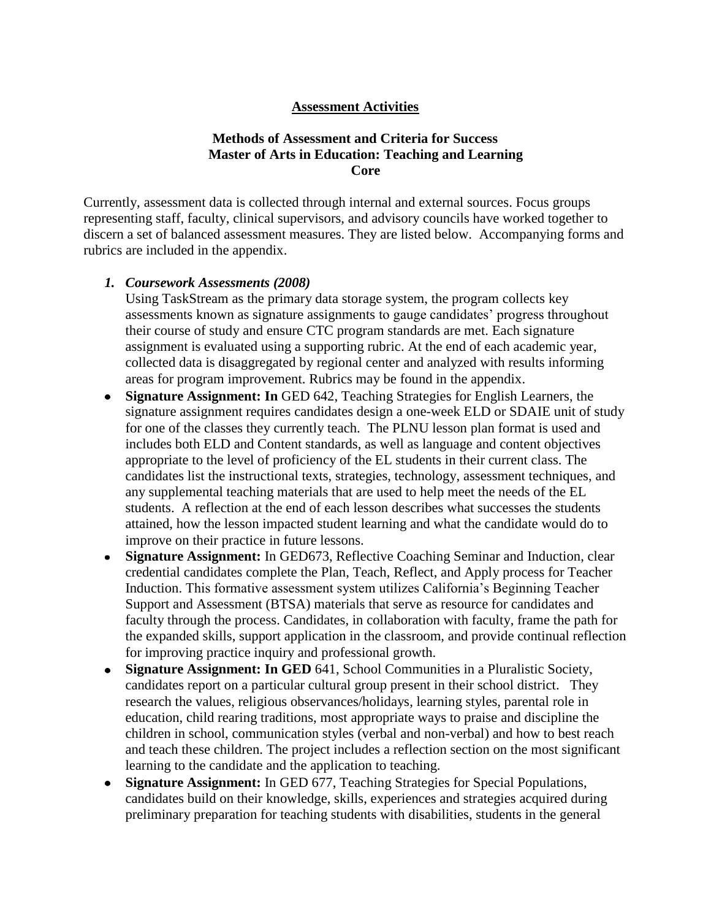**Assessment Activities**

**Methods of Assessment and Criteria for Success**
**Master of Arts in Education: Teaching and Learning**
**Core**

Currently, assessment data is collected through internal and external sources. Focus groups representing staff, faculty, clinical supervisors, and advisory councils have worked together to discern a set of balanced assessment measures. They are listed below. Accompanying forms and rubrics are included in the appendix.

1. ***Coursework Assessments (2008)***
   Using TaskStream as the primary data storage system, the program collects key assessments known as signature assignments to gauge candidates' progress throughout their course of study and ensure CTC program standards are met. Each signature assignment is evaluated using a supporting rubric. At the end of each academic year, collected data is disaggregated by regional center and analyzed with results informing areas for program improvement. Rubrics may be found in the appendix.

- **Signature Assignment: In** GED 642, Teaching Strategies for English Learners, the signature assignment requires candidates design a one-week ELD or SDAIE unit of study for one of the classes they currently teach. The PLNU lesson plan format is used and includes both ELD and Content standards, as well as language and content objectives appropriate to the level of proficiency of the EL students in their current class. The candidates list the instructional texts, strategies, technology, assessment techniques, and any supplemental teaching materials that are used to help meet the needs of the EL students. A reflection at the end of each lesson describes what successes the students attained, how the lesson impacted student learning and what the candidate would do to improve on their practice in future lessons.
- **Signature Assignment:** In GED673, Reflective Coaching Seminar and Induction, clear credential candidates complete the Plan, Teach, Reflect, and Apply process for Teacher Induction. This formative assessment system utilizes California's Beginning Teacher Support and Assessment (BTSA) materials that serve as resource for candidates and faculty through the process. Candidates, in collaboration with faculty, frame the path for the expanded skills, support application in the classroom, and provide continual reflection for improving practice inquiry and professional growth.
- **Signature Assignment: In GED** 641, School Communities in a Pluralistic Society, candidates report on a particular cultural group present in their school district. They research the values, religious observances/holidays, learning styles, parental role in education, child rearing traditions, most appropriate ways to praise and discipline the children in school, communication styles (verbal and non-verbal) and how to best reach and teach these children. The project includes a reflection section on the most significant learning to the candidate and the application to teaching.
- **Signature Assignment:** In GED 677, Teaching Strategies for Special Populations, candidates build on their knowledge, skills, experiences and strategies acquired during preliminary preparation for teaching students with disabilities, students in the general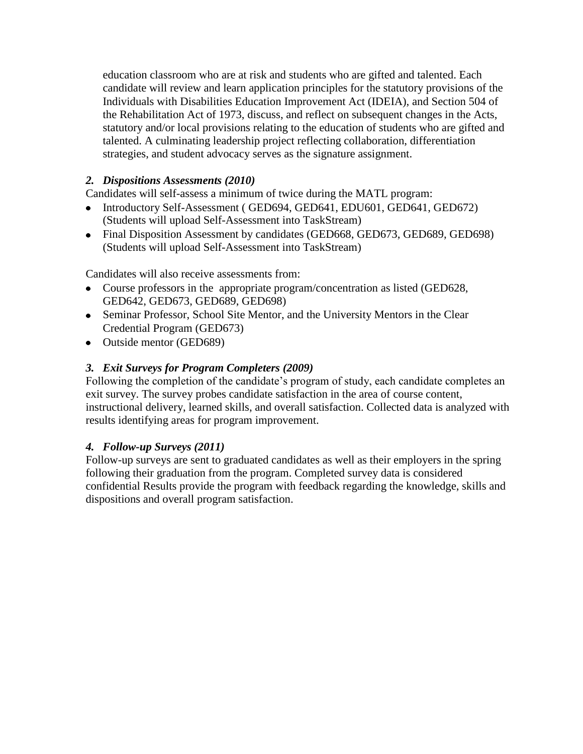education classroom who are at risk and students who are gifted and talented. Each candidate will review and learn application principles for the statutory provisions of the Individuals with Disabilities Education Improvement Act (IDEIA), and Section 504 of the Rehabilitation Act of 1973, discuss, and reflect on subsequent changes in the Acts, statutory and/or local provisions relating to the education of students who are gifted and talented. A culminating leadership project reflecting collaboration, differentiation strategies, and student advocacy serves as the signature assignment.

***2. Dispositions Assessments (2010)***

Candidates will self-assess a minimum of twice during the MATL program:

- Introductory Self-Assessment ( GED694, GED641, EDU601, GED641, GED672) (Students will upload Self-Assessment into TaskStream)
- Final Disposition Assessment by candidates (GED668, GED673, GED689, GED698) (Students will upload Self-Assessment into TaskStream)

Candidates will also receive assessments from:

- Course professors in the appropriate program/concentration as listed (GED628, GED642, GED673, GED689, GED698)
- Seminar Professor, School Site Mentor, and the University Mentors in the Clear Credential Program (GED673)
- Outside mentor (GED689)

***3. Exit Surveys for Program Completers (2009)***

Following the completion of the candidate's program of study, each candidate completes an exit survey. The survey probes candidate satisfaction in the area of course content, instructional delivery, learned skills, and overall satisfaction. Collected data is analyzed with results identifying areas for program improvement.

***4. Follow-up Surveys (2011)***

Follow-up surveys are sent to graduated candidates as well as their employers in the spring following their graduation from the program. Completed survey data is considered confidential Results provide the program with feedback regarding the knowledge, skills and dispositions and overall program satisfaction.